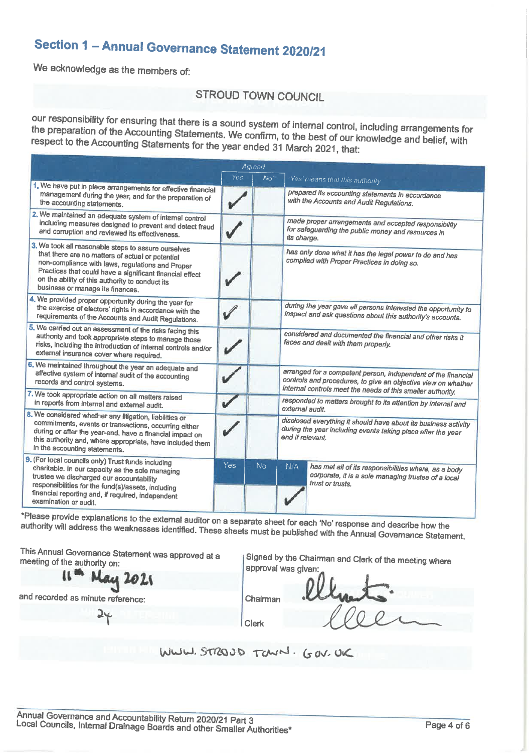# Section 1 – Annual Governance Statement 2020/21

We acknowledge as the members of:

**STROUD TOWN COUNCIL**

our responsibility for ensuring that there is a sound system of internal control, including arrangements for the preparation of the Accounting Statements. We confirm, to the best of our knowledge and belief, with respect to the Accounting Statements for the year ended 31 March 2021, that:

| | Agreed Yes | Agreed No* | 'Yes' means that this authority: |
|---|---|---|---|
| 1. We have put in place arrangements for effective financial management during the year, and for the preparation of the accounting statements. | ✓ | | prepared its accounting statements in accordance with the Accounts and Audit Regulations. |
| 2. We maintained an adequate system of internal control including measures designed to prevent and detect fraud and corruption and reviewed its effectiveness. | ✓ | | made proper arrangements and accepted responsibility for safeguarding the public money and resources in its charge. |
| 3. We took all reasonable steps to assure ourselves that there are no matters of actual or potential non-compliance with laws, regulations and Proper Practices that could have a significant financial effect on the ability of this authority to conduct its business or manage its finances. | ✓ | | has only done what it has the legal power to do and has complied with Proper Practices in doing so. |
| 4. We provided proper opportunity during the year for the exercise of electors' rights in accordance with the requirements of the Accounts and Audit Regulations. | ✓ | | during the year gave all persons interested the opportunity to inspect and ask questions about this authority's accounts. |
| 5. We carried out an assessment of the risks facing this authority and took appropriate steps to manage those risks, including the introduction of internal controls and/or external insurance cover where required. | ✓ | | considered and documented the financial and other risks it faces and dealt with them properly. |
| 6. We maintained throughout the year an adequate and effective system of internal audit of the accounting records and control systems. | ✓ | | arranged for a competent person, independent of the financial controls and procedures, to give an objective view on whether internal controls meet the needs of this smaller authority. |
| 7. We took appropriate action on all matters raised in reports from internal and external audit. | ✓ | | responded to matters brought to its attention by internal and external audit. |
| 8. We considered whether any litigation, liabilities or commitments, events or transactions, occurring either during or after the year-end, have a financial impact on this authority and, where appropriate, have included them in the accounting statements. | ✓ | | disclosed everything it should have about its business activity during the year including events taking place after the year end if relevant. |

| | Yes | No | N/A | |
|---|---|---|---|---|
| 9. (For local councils only) Trust funds including charitable. In our capacity as the sole managing trustee we discharged our accountability responsibilities for the fund(s)/assets, including financial reporting and, if required, independent examination or audit. | | | ✓ | has met all of its responsibilities where, as a body corporate, it is a sole managing trustee of a local trust or trusts. |

*Please provide explanations to the external auditor on a separate sheet for each 'No' response and describe how the authority will address the weaknesses identified. These sheets must be published with the Annual Governance Statement.

This Annual Governance Statement was approved at a meeting of the authority on:

11th May 2021

and recorded as minute reference:

24

Signed by the Chairman and Clerk of the meeting where approval was given:

Chairman [signature]

Clerk [signature]

WWW.STROUD TOWN.GOV.UK

Annual Governance and Accountability Return 2020/21 Part 3
Local Councils, Internal Drainage Boards and other Smaller Authorities*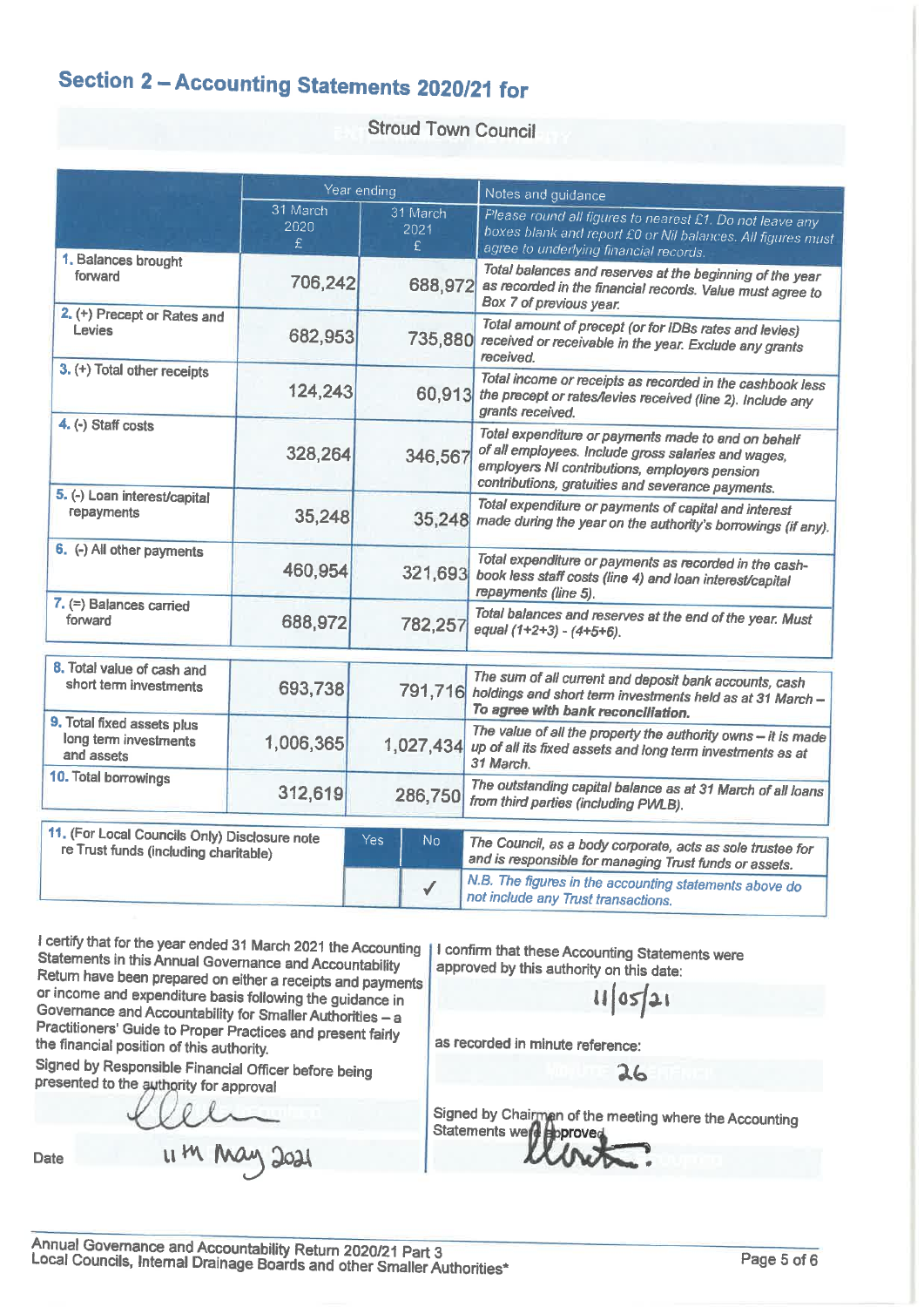## Section 2 – Accounting Statements 2020/21 for

Stroud Town Council

| | Year ending | | Notes and guidance |
|---|---|---|---|
| | 31 March 2020 £ | 31 March 2021 £ | *Please round all figures to nearest £1. Do not leave any boxes blank and report £0 or Nil balances. All figures must agree to underlying financial records.* |
| 1. Balances brought forward | 706,242 | 688,972 | *Total balances and reserves at the beginning of the year as recorded in the financial records. Value must agree to Box 7 of previous year.* |
| 2. (+) Precept or Rates and Levies | 682,953 | 735,880 | *Total amount of precept (or for IDBs rates and levies) received or receivable in the year. Exclude any grants received.* |
| 3. (+) Total other receipts | 124,243 | 60,913 | *Total income or receipts as recorded in the cashbook less the precept or rates/levies received (line 2). Include any grants received.* |
| 4. (-) Staff costs | 328,264 | 346,567 | *Total expenditure or payments made to and on behalf of all employees. Include gross salaries and wages, employers NI contributions, employers pension contributions, gratuities and severance payments.* |
| 5. (-) Loan interest/capital repayments | 35,248 | 35,248 | *Total expenditure or payments of capital and interest made during the year on the authority's borrowings (if any).* |
| 6. (-) All other payments | 460,954 | 321,693 | *Total expenditure or payments as recorded in the cash-book less staff costs (line 4) and loan interest/capital repayments (line 5).* |
| 7. (=) Balances carried forward | 688,972 | 782,257 | *Total balances and reserves at the end of the year. Must equal (1+2+3) - (4+5+6).* |
| 8. Total value of cash and short term investments | 693,738 | 791,716 | *The sum of all current and deposit bank accounts, cash holdings and short term investments held as at 31 March – **To agree with bank reconciliation.*** |
| 9. Total fixed assets plus long term investments and assets | 1,006,365 | 1,027,434 | *The value of all the property the authority owns – it is made up of all its fixed assets and long term investments as at 31 March.* |
| 10. Total borrowings | 312,619 | 286,750 | *The outstanding capital balance as at 31 March of all loans from third parties (including PWLB).* |

| 11. (For Local Councils Only) Disclosure note re Trust funds (including charitable) | Yes | No | *The Council, as a body corporate, acts as sole trustee for and is responsible for managing Trust funds or assets.* |
|---|---|---|---|
| | | ✓ | *N.B. The figures in the accounting statements above do not include any Trust transactions.* |

I certify that for the year ended 31 March 2021 the Accounting Statements in this Annual Governance and Accountability Return have been prepared on either a receipts and payments or income and expenditure basis following the guidance in Governance and Accountability for Smaller Authorities – a Practitioners' Guide to Proper Practices and present fairly the financial position of this authority.

Signed by Responsible Financial Officer before being presented to the authority for approval

[Signature]

Date 11th May 2021

I confirm that these Accounting Statements were approved by this authority on this date:

11/05/21

as recorded in minute reference:

26

Signed by Chairman of the meeting where the Accounting Statements were approved

[Signature]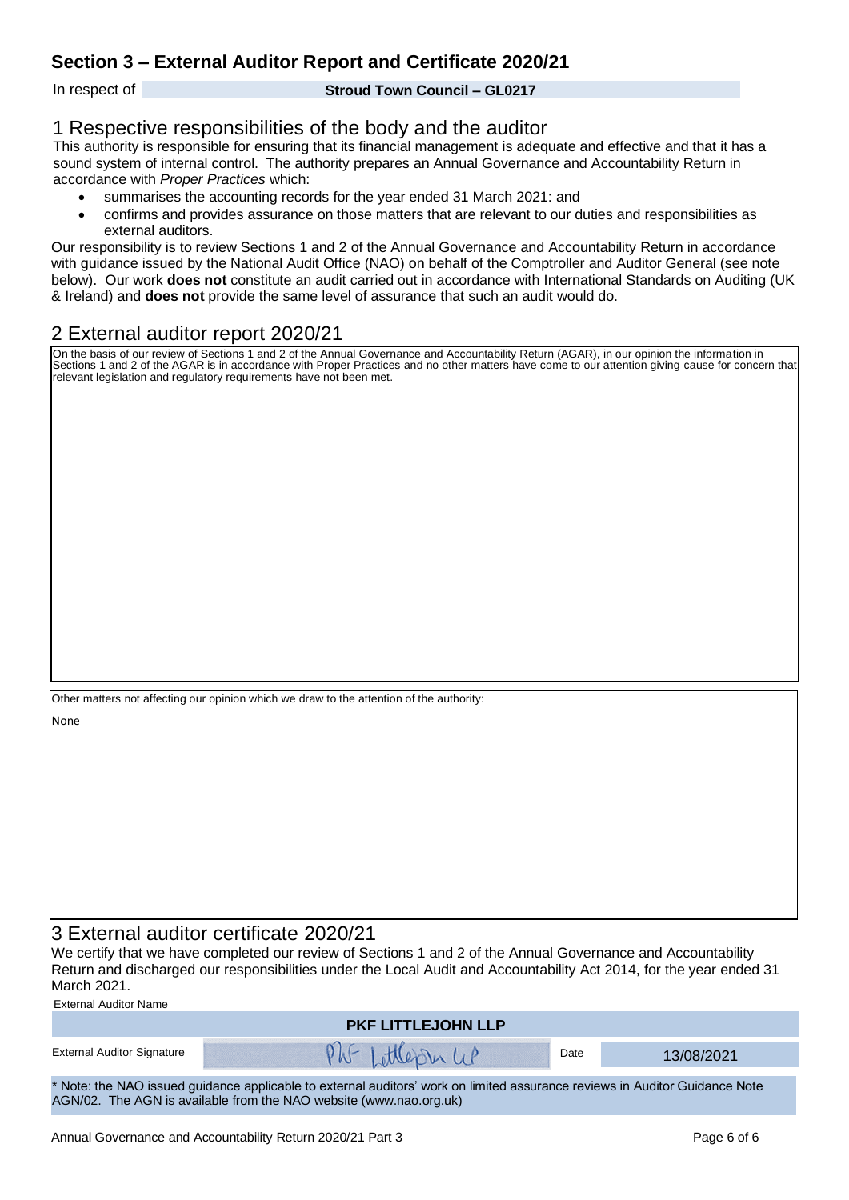## Section 3 – External Auditor Report and Certificate 2020/21

In respect of **Stroud Town Council – GL0217**

## 1 Respective responsibilities of the body and the auditor

This authority is responsible for ensuring that its financial management is adequate and effective and that it has a sound system of internal control. The authority prepares an Annual Governance and Accountability Return in accordance with *Proper Practices* which:

- summarises the accounting records for the year ended 31 March 2021: and
- confirms and provides assurance on those matters that are relevant to our duties and responsibilities as external auditors.

Our responsibility is to review Sections 1 and 2 of the Annual Governance and Accountability Return in accordance with guidance issued by the National Audit Office (NAO) on behalf of the Comptroller and Auditor General (see note below). Our work **does not** constitute an audit carried out in accordance with International Standards on Auditing (UK & Ireland) and **does not** provide the same level of assurance that such an audit would do.

## 2 External auditor report 2020/21

On the basis of our review of Sections 1 and 2 of the Annual Governance and Accountability Return (AGAR), in our opinion the information in Sections 1 and 2 of the AGAR is in accordance with Proper Practices and no other matters have come to our attention giving cause for concern that relevant legislation and regulatory requirements have not been met.

Other matters not affecting our opinion which we draw to the attention of the authority:

None

## 3 External auditor certificate 2020/21

We certify that we have completed our review of Sections 1 and 2 of the Annual Governance and Accountability Return and discharged our responsibilities under the Local Audit and Accountability Act 2014, for the year ended 31 March 2021.

External Auditor Name

**PKF LITTLEJOHN LLP**

| | | | |
|---|---|---|---|
| External Auditor Signature | PKF Littlejohn LLP | Date | 13/08/2021 |

* Note: the NAO issued guidance applicable to external auditors' work on limited assurance reviews in Auditor Guidance Note AGN/02. The AGN is available from the NAO website (www.nao.org.uk)

Annual Governance and Accountability Return 2020/21 Part 3